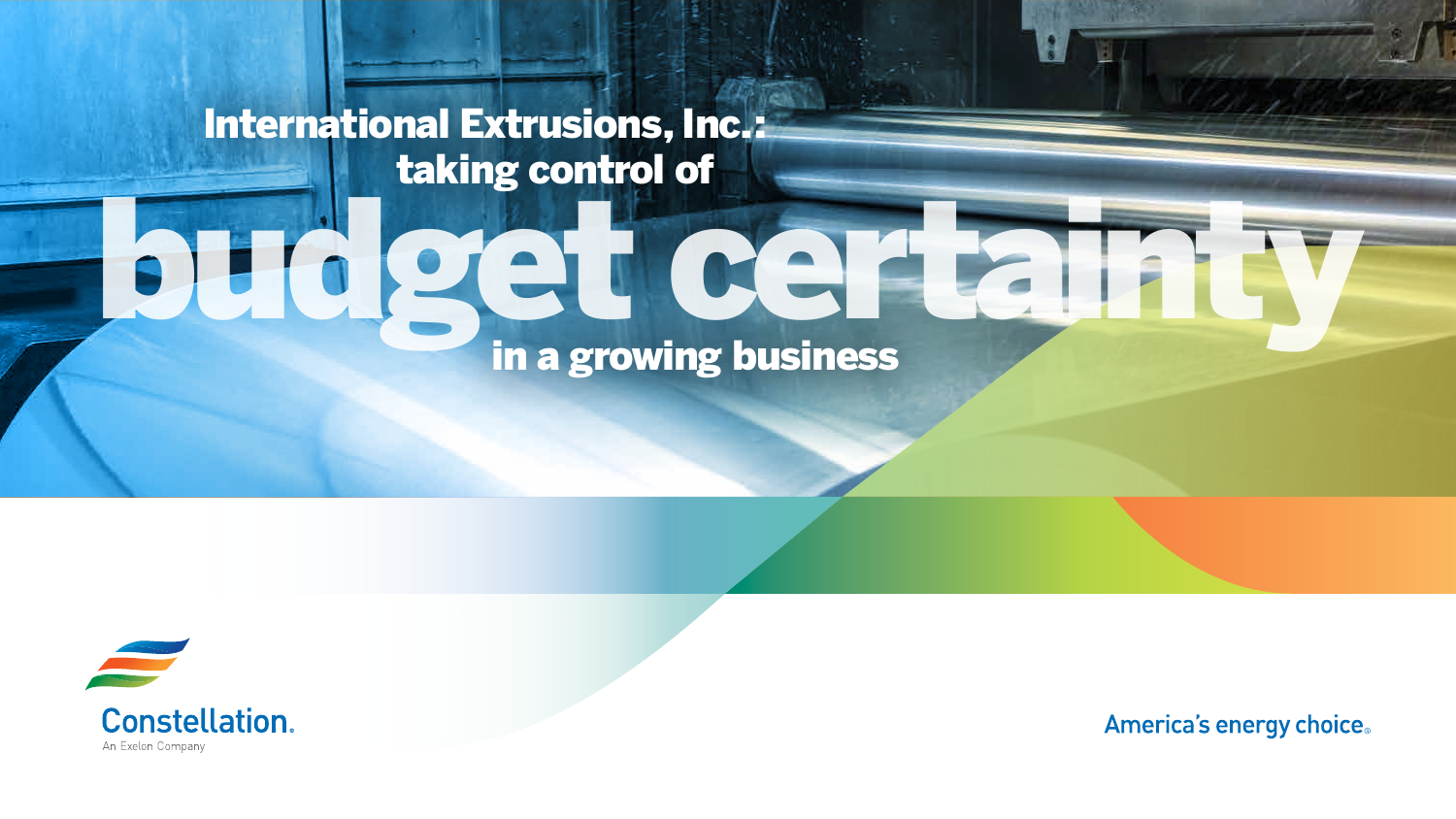# International Extrusions, Inc.: taking control of budget certainty in a growing business

Constellation.
An Exelon Company

America's energy choice.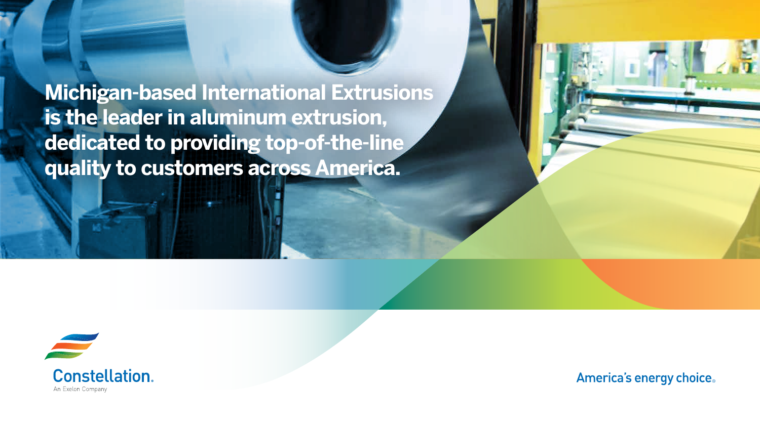**Michigan-based International Extrusions is the leader in aluminum extrusion, dedicated to providing top-of-the-line quality to customers across America.**

Constellation.
An Exelon Company

America's energy choice.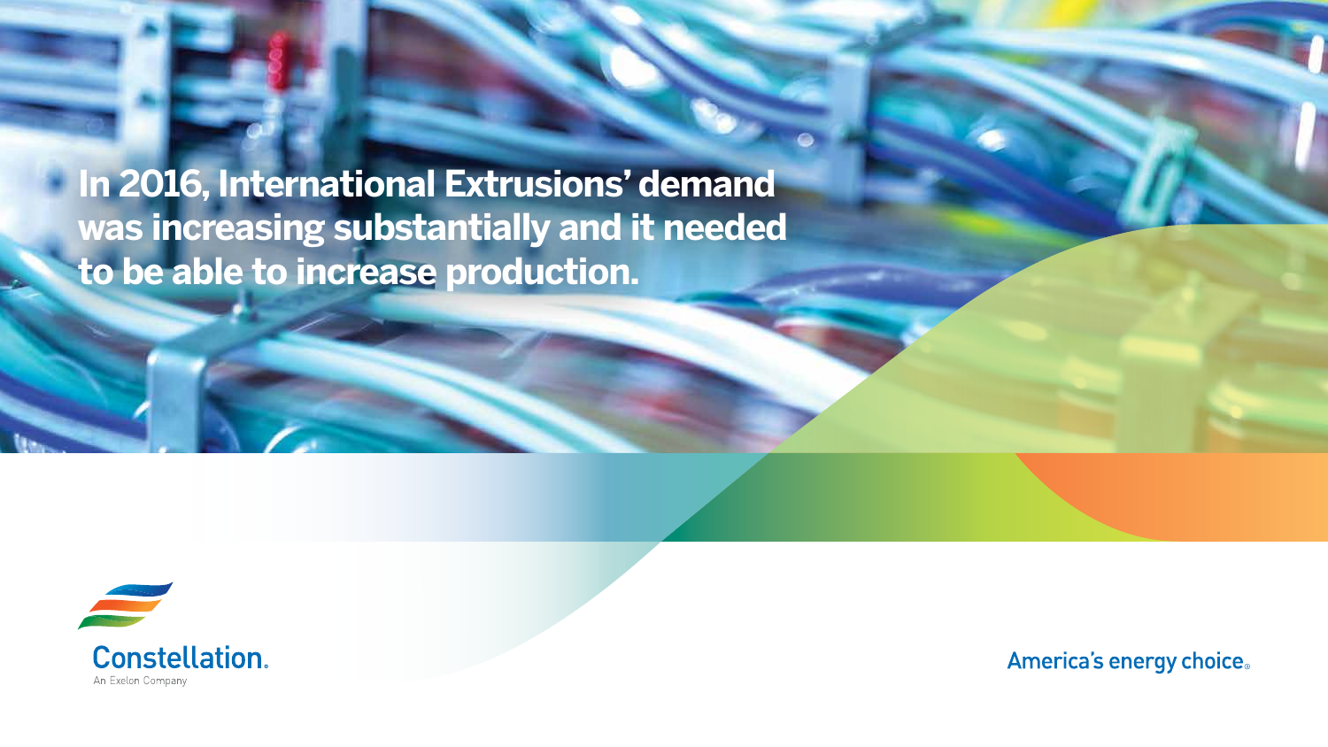**In 2016, International Extrusions' demand was increasing substantially and it needed to be able to increase production.**

Constellation.
An Exelon Company

America's energy choice.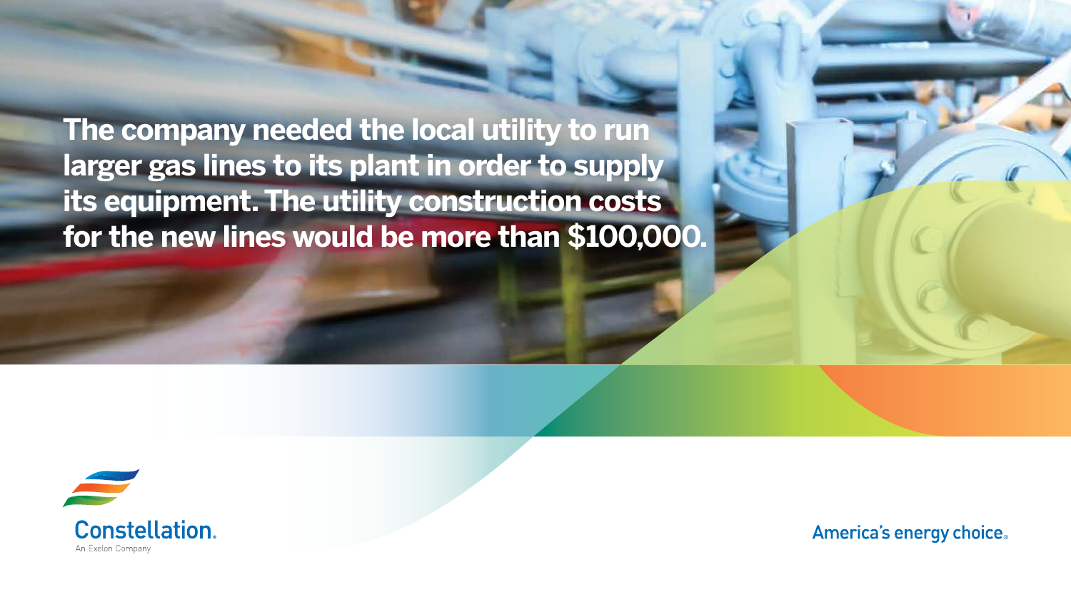**The company needed the local utility to run larger gas lines to its plant in order to supply its equipment. The utility construction costs for the new lines would be more than $100,000.**

Constellation.
An Exelon Company

America's energy choice.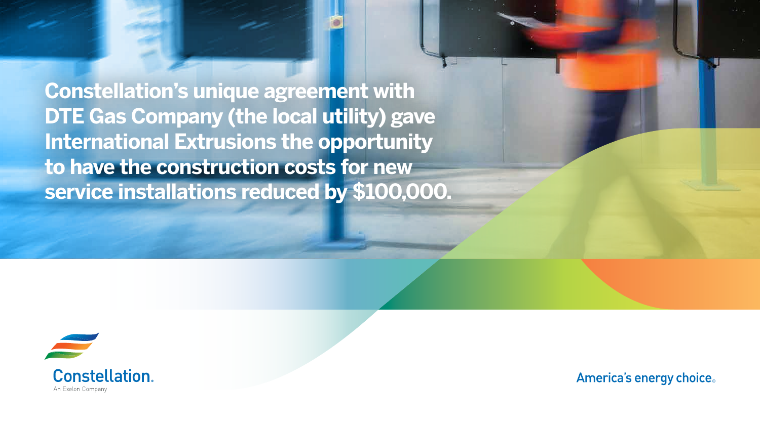**Constellation's unique agreement with DTE Gas Company (the local utility) gave International Extrusions the opportunity to have the construction costs for new service installations reduced by $100,000.**

Constellation.
An Exelon Company

America's energy choice.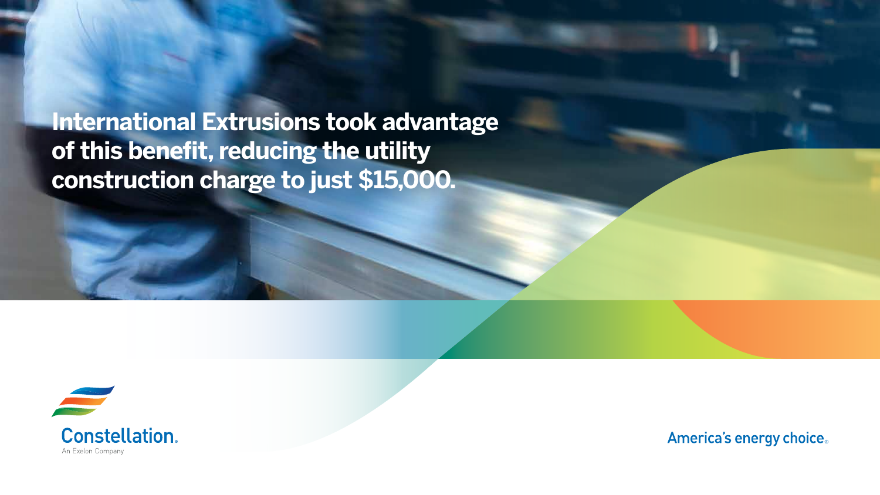**International Extrusions took advantage of this benefit, reducing the utility construction charge to just $15,000.**

Constellation.
An Exelon Company

America's energy choice.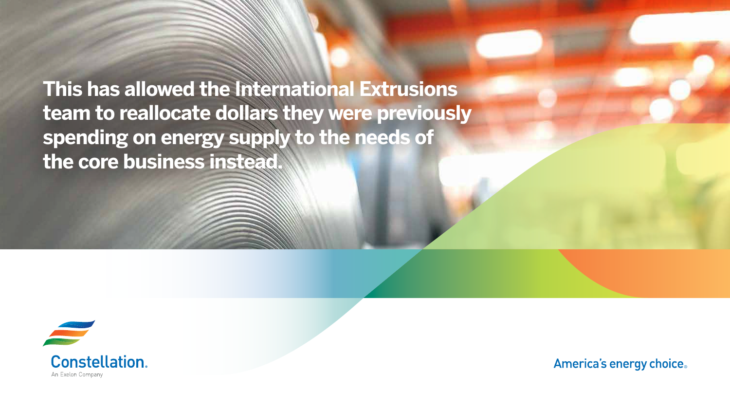**This has allowed the International Extrusions team to reallocate dollars they were previously spending on energy supply to the needs of the core business instead.**

Constellation.
An Exelon Company

America's energy choice.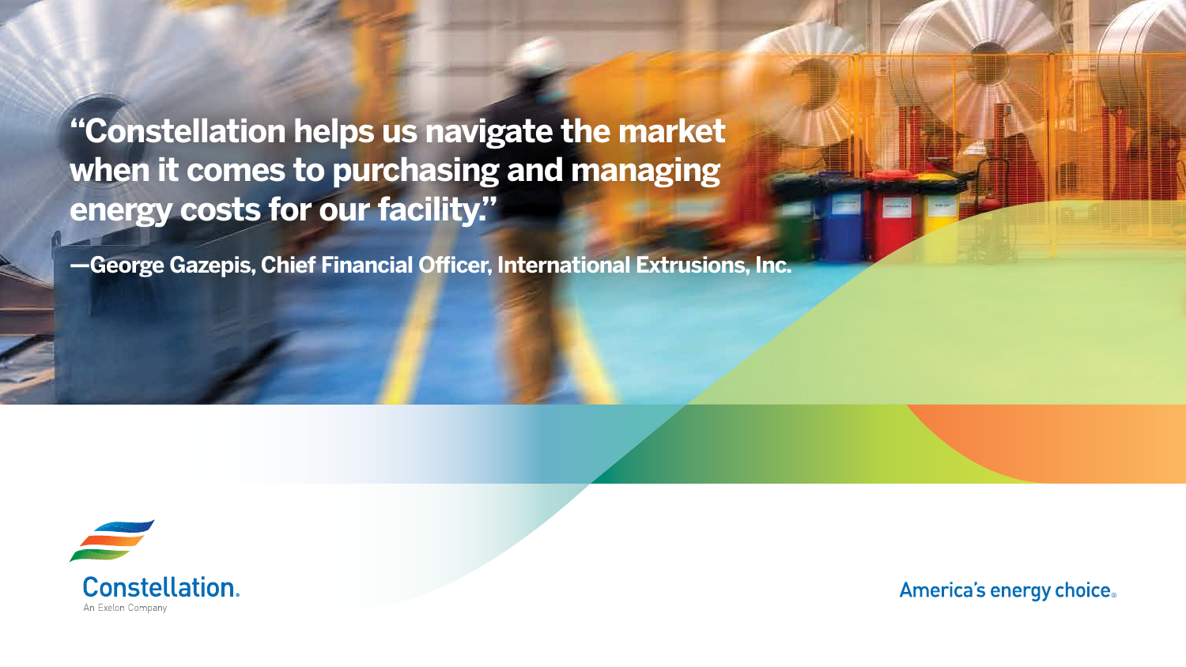**"Constellation helps us navigate the market when it comes to purchasing and managing energy costs for our facility."**

**—George Gazepis, Chief Financial Officer, International Extrusions, Inc.**

Constellation.
An Exelon Company

America's energy choice.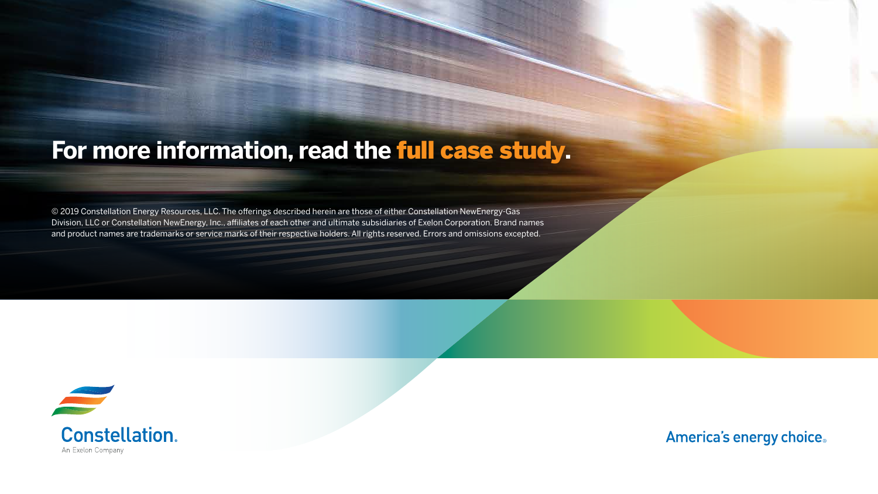# For more information, read the **full case study**.

© 2019 Constellation Energy Resources, LLC. The offerings described herein are those of either Constellation NewEnergy-Gas Division, LLC or Constellation NewEnergy, Inc., affiliates of each other and ultimate subsidiaries of Exelon Corporation. Brand names and product names are trademarks or service marks of their respective holders. All rights reserved. Errors and omissions excepted.

Constellation.
An Exelon Company

America's energy choice.